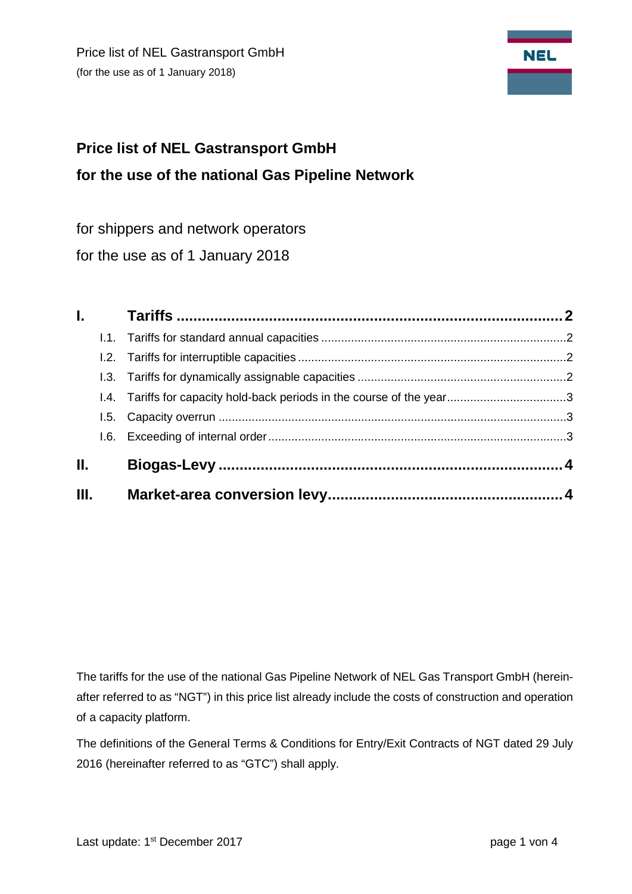# Price list of NEL Gastransport GmbH

## for the use of the national Gas Pipeline Network

for shippers and network operators

for the use as of 1 January 2018

| | | |
|---|---|---|
| **I.** | **Tariffs** | **2** |
| I.1. | Tariffs for standard annual capacities | 2 |
| I.2. | Tariffs for interruptible capacities | 2 |
| I.3. | Tariffs for dynamically assignable capacities | 2 |
| I.4. | Tariffs for capacity hold-back periods in the course of the year | 3 |
| I.5. | Capacity overrun | 3 |
| I.6. | Exceeding of internal order | 3 |
| **II.** | **Biogas-Levy** | **4** |
| **III.** | **Market-area conversion levy** | **4** |

The tariffs for the use of the national Gas Pipeline Network of NEL Gas Transport GmbH (hereinafter referred to as "NGT") in this price list already include the costs of construction and operation of a capacity platform.

The definitions of the General Terms & Conditions for Entry/Exit Contracts of NGT dated 29 July 2016 (hereinafter referred to as "GTC") shall apply.

Last update: 1st December 2017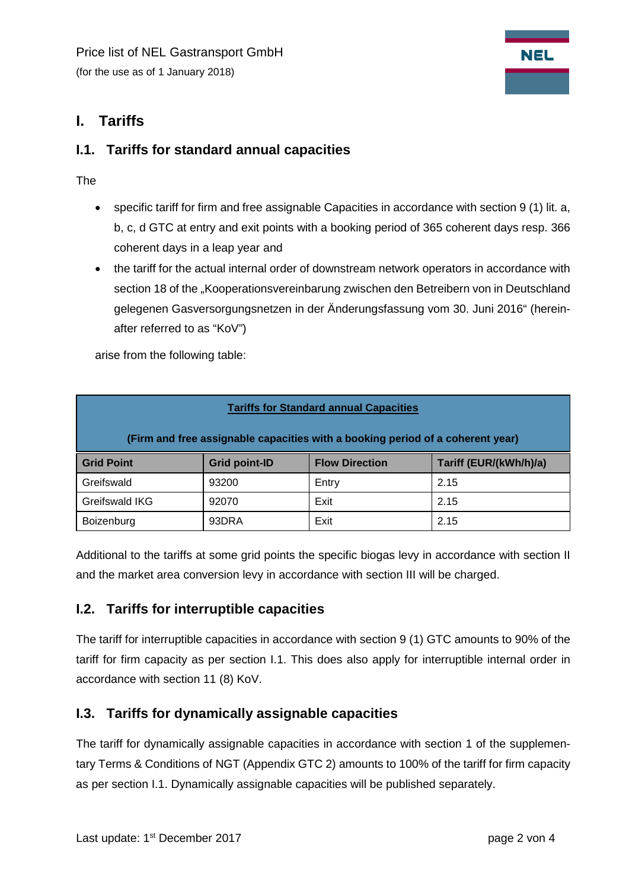# I. Tariffs

## I.1. Tariffs for standard annual capacities

The

- specific tariff for firm and free assignable Capacities in accordance with section 9 (1) lit. a, b, c, d GTC at entry and exit points with a booking period of 365 coherent days resp. 366 coherent days in a leap year and
- the tariff for the actual internal order of downstream network operators in accordance with section 18 of the „Kooperationsvereinbarung zwischen den Betreibern von in Deutschland gelegenen Gasversorgungsnetzen in der Änderungsfassung vom 30. Juni 2016" (hereinafter referred to as "KoV")

arise from the following table:

| **Tariffs for Standard annual Capacities** (Firm and free assignable capacities with a booking period of a coherent year) | | | |
|---|---|---|---|
| **Grid Point** | **Grid point-ID** | **Flow Direction** | **Tariff (EUR/(kWh/h)/a)** |
| Greifswald | 93200 | Entry | 2.15 |
| Greifswald IKG | 92070 | Exit | 2.15 |
| Boizenburg | 93DRA | Exit | 2.15 |

Additional to the tariffs at some grid points the specific biogas levy in accordance with section II and the market area conversion levy in accordance with section III will be charged.

## I.2. Tariffs for interruptible capacities

The tariff for interruptible capacities in accordance with section 9 (1) GTC amounts to 90% of the tariff for firm capacity as per section I.1. This does also apply for interruptible internal order in accordance with section 11 (8) KoV.

## I.3. Tariffs for dynamically assignable capacities

The tariff for dynamically assignable capacities in accordance with section 1 of the supplementary Terms & Conditions of NGT (Appendix GTC 2) amounts to 100% of the tariff for firm capacity as per section I.1. Dynamically assignable capacities will be published separately.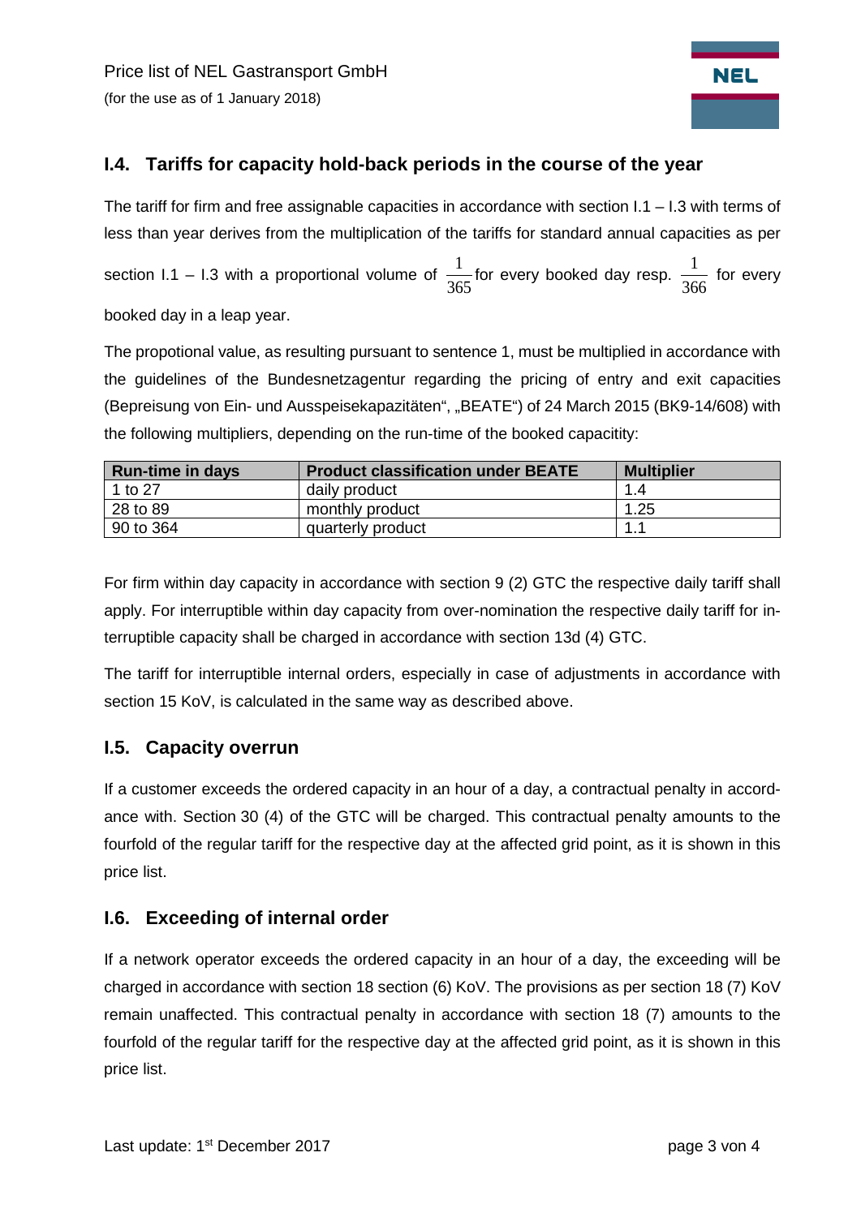## I.4. Tariffs for capacity hold-back periods in the course of the year

The tariff for firm and free assignable capacities in accordance with section I.1 – I.3 with terms of less than year derives from the multiplication of the tariffs for standard annual capacities as per section I.1 – I.3 with a proportional volume of $\frac{1}{365}$ for every booked day resp. $\frac{1}{366}$ for every booked day in a leap year.

The propotional value, as resulting pursuant to sentence 1, must be multiplied in accordance with the guidelines of the Bundesnetzagentur regarding the pricing of entry and exit capacities (Bepreisung von Ein- und Ausspeisekapazitäten", „BEATE") of 24 March 2015 (BK9-14/608) with the following multipliers, depending on the run-time of the booked capacitity:

| Run-time in days | Product classification under BEATE | Multiplier |
| --- | --- | --- |
| 1 to 27 | daily product | 1.4 |
| 28 to 89 | monthly product | 1.25 |
| 90 to 364 | quarterly product | 1.1 |

For firm within day capacity in accordance with section 9 (2) GTC the respective daily tariff shall apply. For interruptible within day capacity from over-nomination the respective daily tariff for interruptible capacity shall be charged in accordance with section 13d (4) GTC.

The tariff for interruptible internal orders, especially in case of adjustments in accordance with section 15 KoV, is calculated in the same way as described above.

## I.5. Capacity overrun

If a customer exceeds the ordered capacity in an hour of a day, a contractual penalty in accordance with. Section 30 (4) of the GTC will be charged. This contractual penalty amounts to the fourfold of the regular tariff for the respective day at the affected grid point, as it is shown in this price list.

## I.6. Exceeding of internal order

If a network operator exceeds the ordered capacity in an hour of a day, the exceeding will be charged in accordance with section 18 section (6) KoV. The provisions as per section 18 (7) KoV remain unaffected. This contractual penalty in accordance with section 18 (7) amounts to the fourfold of the regular tariff for the respective day at the affected grid point, as it is shown in this price list.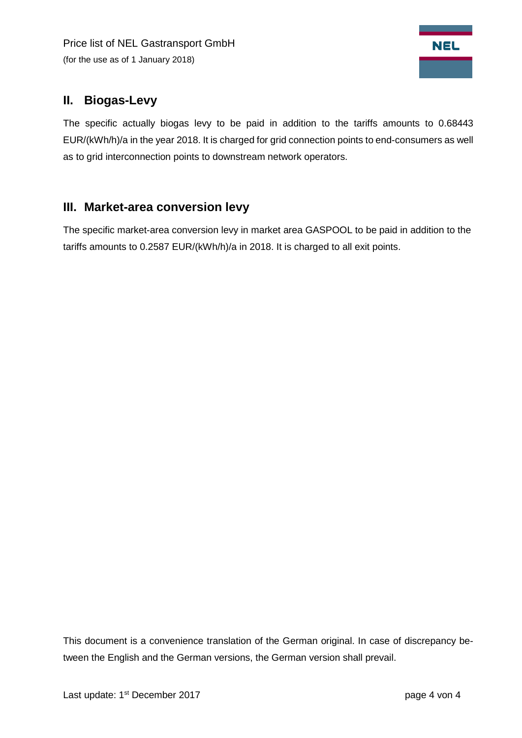## II. Biogas-Levy

The specific actually biogas levy to be paid in addition to the tariffs amounts to 0.68443 EUR/(kWh/h)/a in the year 2018. It is charged for grid connection points to end-consumers as well as to grid interconnection points to downstream network operators.

## III. Market-area conversion levy

The specific market-area conversion levy in market area GASPOOL to be paid in addition to the tariffs amounts to 0.2587 EUR/(kWh/h)/a in 2018. It is charged to all exit points.

This document is a convenience translation of the German original. In case of discrepancy between the English and the German versions, the German version shall prevail.

Last update: 1st December 2017